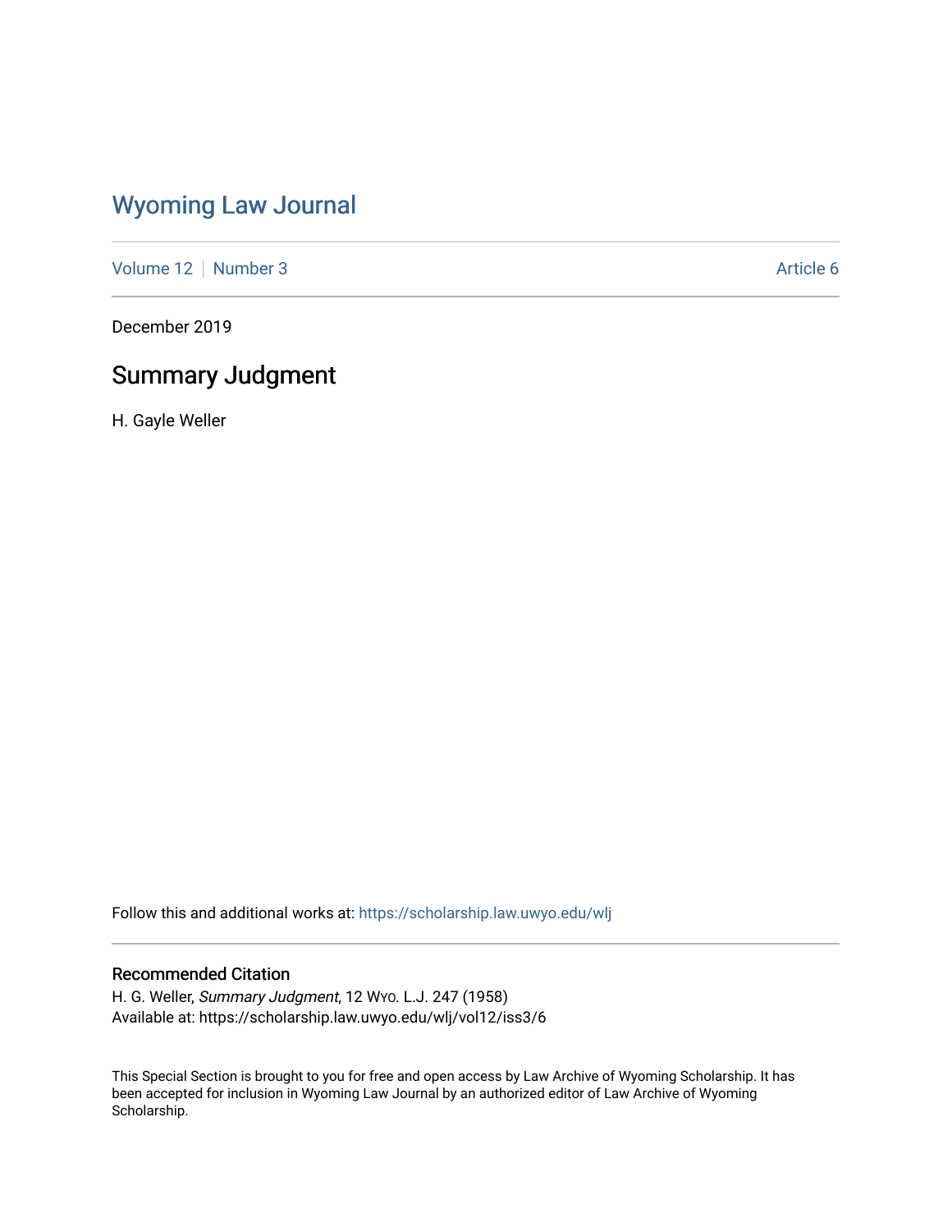# Wyoming Law Journal

Volume 12 | Number 3 Article 6

December 2019

## Summary Judgment

H. Gayle Weller

Follow this and additional works at: https://scholarship.law.uwyo.edu/wlj

### Recommended Citation

H. G. Weller, *Summary Judgment*, 12 WYO. L.J. 247 (1958)
Available at: https://scholarship.law.uwyo.edu/wlj/vol12/iss3/6

This Special Section is brought to you for free and open access by Law Archive of Wyoming Scholarship. It has been accepted for inclusion in Wyoming Law Journal by an authorized editor of Law Archive of Wyoming Scholarship.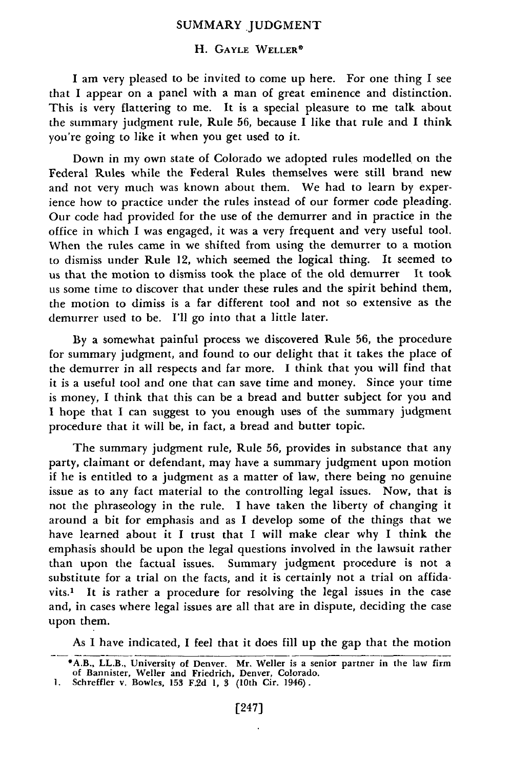# SUMMARY JUDGMENT

H. Gayle Weller*

I am very pleased to be invited to come up here. For one thing I see that I appear on a panel with a man of great eminence and distinction. This is very flattering to me. It is a special pleasure to me talk about the summary judgment rule, Rule 56, because I like that rule and I think you're going to like it when you get used to it.

Down in my own state of Colorado we adopted rules modelled on the Federal Rules while the Federal Rules themselves were still brand new and not very much was known about them. We had to learn by experience how to practice under the rules instead of our former code pleading. Our code had provided for the use of the demurrer and in practice in the office in which I was engaged, it was a very frequent and very useful tool. When the rules came in we shifted from using the demurrer to a motion to dismiss under Rule 12, which seemed the logical thing. It seemed to us that the motion to dismiss took the place of the old demurrer It took us some time to discover that under these rules and the spirit behind them, the motion to dimiss is a far different tool and not so extensive as the demurrer used to be. I'll go into that a little later.

By a somewhat painful process we discovered Rule 56, the procedure for summary judgment, and found to our delight that it takes the place of the demurrer in all respects and far more. I think that you will find that it is a useful tool and one that can save time and money. Since your time is money, I think that this can be a bread and butter subject for you and I hope that I can suggest to you enough uses of the summary judgment procedure that it will be, in fact, a bread and butter topic.

The summary judgment rule, Rule 56, provides in substance that any party, claimant or defendant, may have a summary judgment upon motion if he is entitled to a judgment as a matter of law, there being no genuine issue as to any fact material to the controlling legal issues. Now, that is not the phraseology in the rule. I have taken the liberty of changing it around a bit for emphasis and as I develop some of the things that we have learned about it I trust that I will make clear why I think the emphasis should be upon the legal questions involved in the lawsuit rather than upon the factual issues. Summary judgment procedure is not a substitute for a trial on the facts, and it is certainly not a trial on affidavits.[1] It is rather a procedure for resolving the legal issues in the case and, in cases where legal issues are all that are in dispute, deciding the case upon them.

As I have indicated, I feel that it does fill up the gap that the motion

---

*A.B., LL.B., University of Denver. Mr. Weller is a senior partner in the law firm of Bannister, Weller and Friedrich, Denver, Colorado.

1. Schreffler v. Bowles, 153 F.2d 1, 3 (10th Cir. 1946).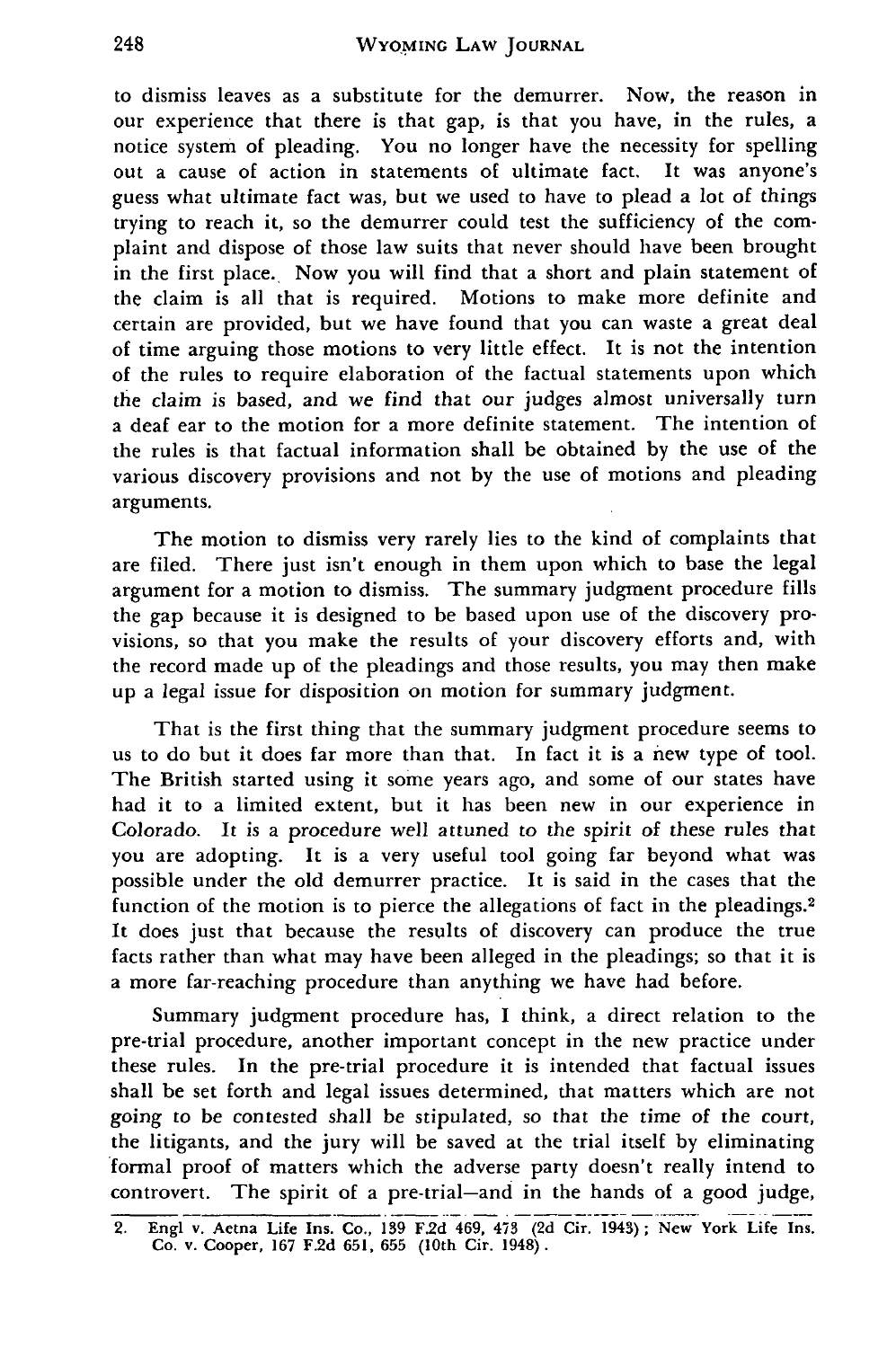to dismiss leaves as a substitute for the demurrer. Now, the reason in our experience that there is that gap, is that you have, in the rules, a notice system of pleading. You no longer have the necessity for spelling out a cause of action in statements of ultimate fact. It was anyone's guess what ultimate fact was, but we used to have to plead a lot of things trying to reach it, so the demurrer could test the sufficiency of the complaint and dispose of those law suits that never should have been brought in the first place. Now you will find that a short and plain statement of the claim is all that is required. Motions to make more definite and certain are provided, but we have found that you can waste a great deal of time arguing those motions to very little effect. It is not the intention of the rules to require elaboration of the factual statements upon which the claim is based, and we find that our judges almost universally turn a deaf ear to the motion for a more definite statement. The intention of the rules is that factual information shall be obtained by the use of the various discovery provisions and not by the use of motions and pleading arguments.

The motion to dismiss very rarely lies to the kind of complaints that are filed. There just isn't enough in them upon which to base the legal argument for a motion to dismiss. The summary judgment procedure fills the gap because it is designed to be based upon use of the discovery provisions, so that you make the results of your discovery efforts and, with the record made up of the pleadings and those results, you may then make up a legal issue for disposition on motion for summary judgment.

That is the first thing that the summary judgment procedure seems to us to do but it does far more than that. In fact it is a new type of tool. The British started using it some years ago, and some of our states have had it to a limited extent, but it has been new in our experience in Colorado. It is a procedure well attuned to the spirit of these rules that you are adopting. It is a very useful tool going far beyond what was possible under the old demurrer practice. It is said in the cases that the function of the motion is to pierce the allegations of fact in the pleadings.[2] It does just that because the results of discovery can produce the true facts rather than what may have been alleged in the pleadings; so that it is a more far-reaching procedure than anything we have had before.

Summary judgment procedure has, I think, a direct relation to the pre-trial procedure, another important concept in the new practice under these rules. In the pre-trial procedure it is intended that factual issues shall be set forth and legal issues determined, that matters which are not going to be contested shall be stipulated, so that the time of the court, the litigants, and the jury will be saved at the trial itself by eliminating formal proof of matters which the adverse party doesn't really intend to controvert. The spirit of a pre-trial—and in the hands of a good judge,

2. Engl v. Aetna Life Ins. Co., 139 F.2d 469, 473 (2d Cir. 1943); New York Life Ins. Co. v. Cooper, 167 F.2d 651, 655 (10th Cir. 1948).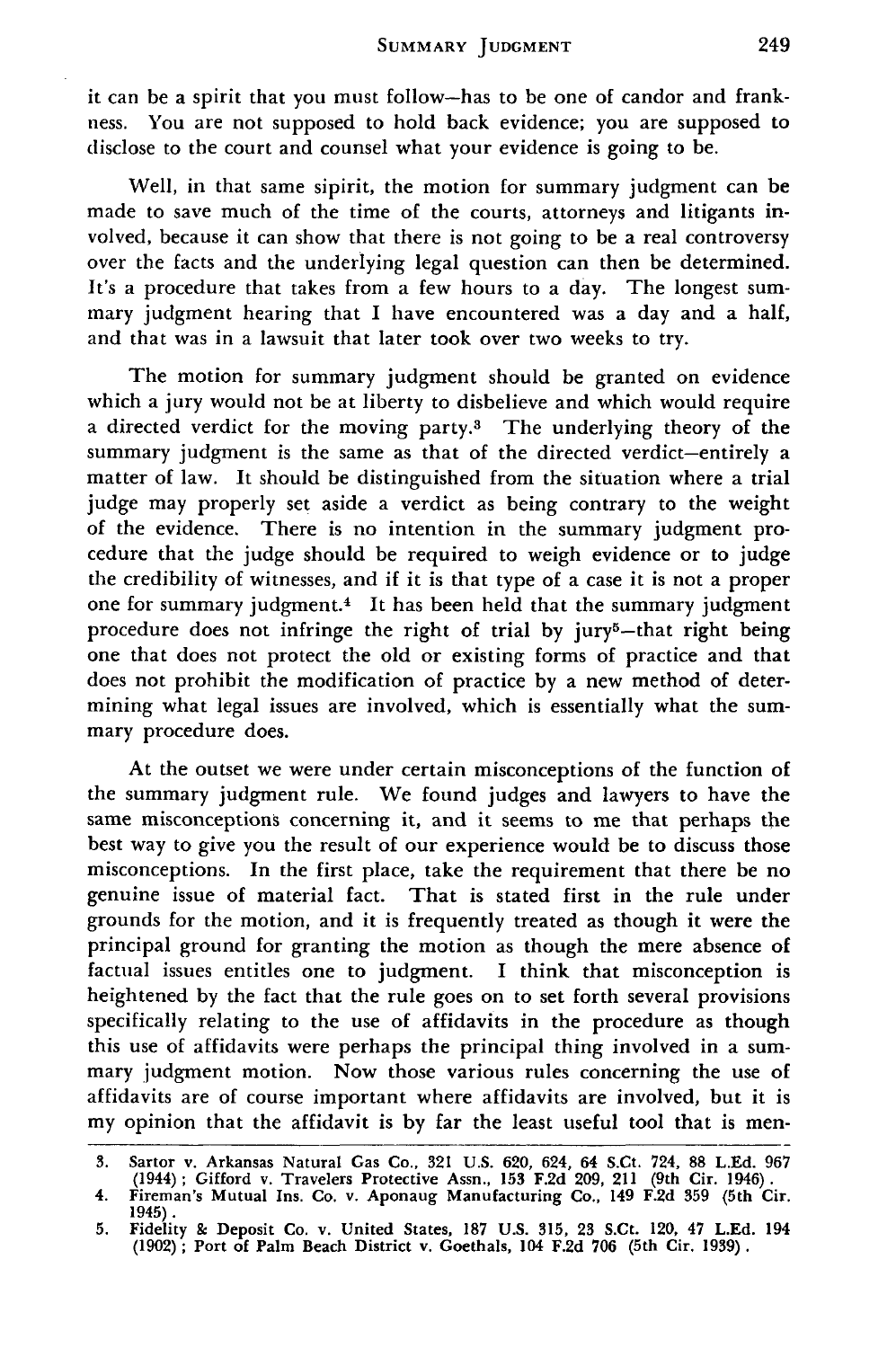it can be a spirit that you must follow—has to be one of candor and frankness. You are not supposed to hold back evidence; you are supposed to disclose to the court and counsel what your evidence is going to be.

Well, in that same sipirit, the motion for summary judgment can be made to save much of the time of the courts, attorneys and litigants involved, because it can show that there is not going to be a real controversy over the facts and the underlying legal question can then be determined. It's a procedure that takes from a few hours to a day. The longest summary judgment hearing that I have encountered was a day and a half, and that was in a lawsuit that later took over two weeks to try.

The motion for summary judgment should be granted on evidence which a jury would not be at liberty to disbelieve and which would require a directed verdict for the moving party.[3] The underlying theory of the summary judgment is the same as that of the directed verdict—entirely a matter of law. It should be distinguished from the situation where a trial judge may properly set aside a verdict as being contrary to the weight of the evidence. There is no intention in the summary judgment procedure that the judge should be required to weigh evidence or to judge the credibility of witnesses, and if it is that type of a case it is not a proper one for summary judgment.[4] It has been held that the summary judgment procedure does not infringe the right of trial by jury[5]—that right being one that does not protect the old or existing forms of practice and that does not prohibit the modification of practice by a new method of determining what legal issues are involved, which is essentially what the summary procedure does.

At the outset we were under certain misconceptions of the function of the summary judgment rule. We found judges and lawyers to have the same misconceptions concerning it, and it seems to me that perhaps the best way to give you the result of our experience would be to discuss those misconceptions. In the first place, take the requirement that there be no genuine issue of material fact. That is stated first in the rule under grounds for the motion, and it is frequently treated as though it were the principal ground for granting the motion as though the mere absence of factual issues entitles one to judgment. I think that misconception is heightened by the fact that the rule goes on to set forth several provisions specifically relating to the use of affidavits in the procedure as though this use of affidavits were perhaps the principal thing involved in a summary judgment motion. Now those various rules concerning the use of affidavits are of course important where affidavits are involved, but it is my opinion that the affidavit is by far the least useful tool that is men-

---

3. Sartor v. Arkansas Natural Gas Co., 321 U.S. 620, 624, 64 S.Ct. 724, 88 L.Ed. 967 (1944); Gifford v. Travelers Protective Assn., 153 F.2d 209, 211 (9th Cir. 1946).
4. Fireman's Mutual Ins. Co. v. Aponaug Manufacturing Co., 149 F.2d 359 (5th Cir. 1945).
5. Fidelity & Deposit Co. v. United States, 187 U.S. 315, 23 S.Ct. 120, 47 L.Ed. 194 (1902); Port of Palm Beach District v. Goethals, 104 F.2d 706 (5th Cir. 1939).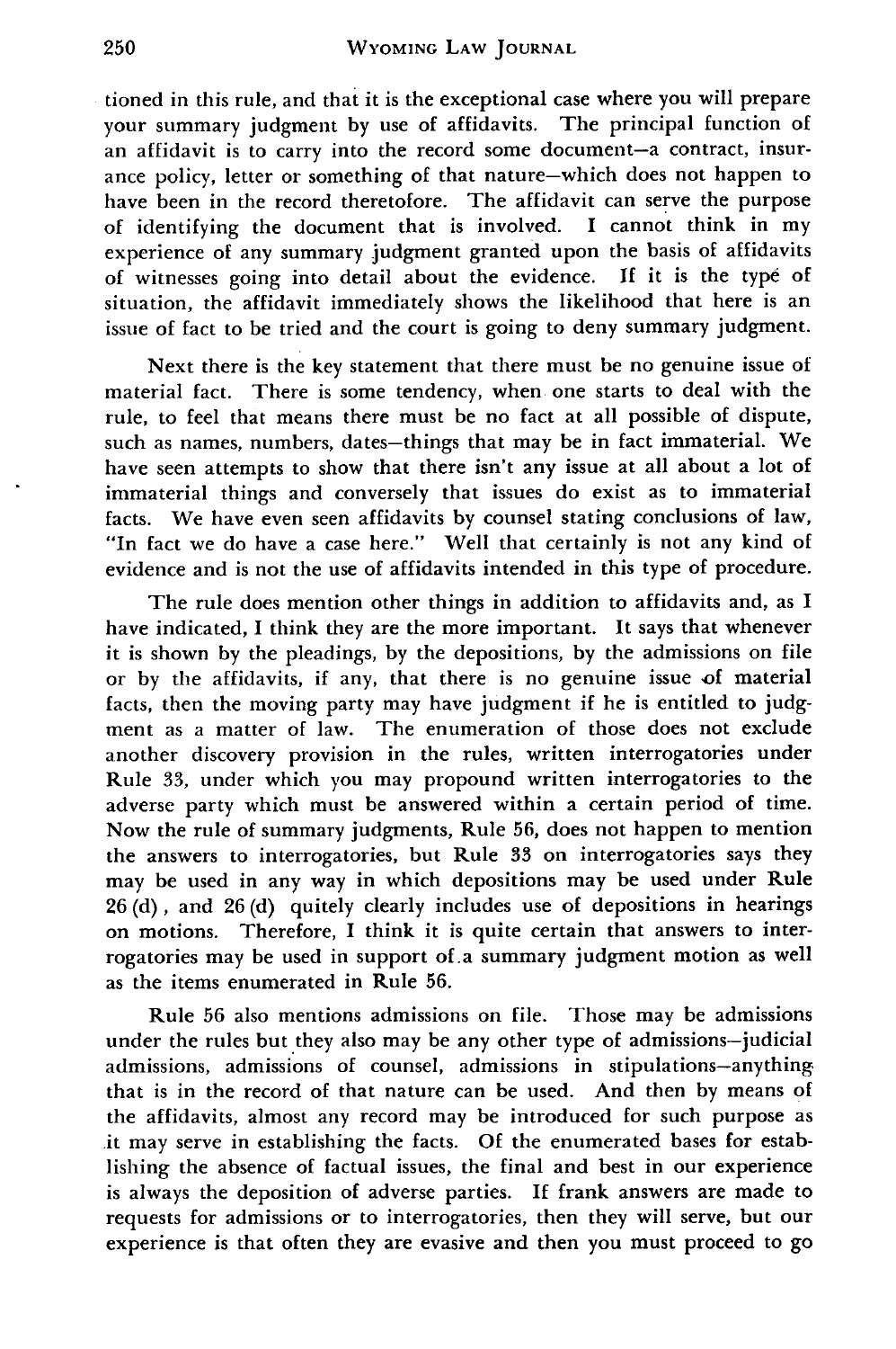tioned in this rule, and that it is the exceptional case where you will prepare your summary judgment by use of affidavits. The principal function of an affidavit is to carry into the record some document—a contract, insurance policy, letter or something of that nature—which does not happen to have been in the record theretofore. The affidavit can serve the purpose of identifying the document that is involved. I cannot think in my experience of any summary judgment granted upon the basis of affidavits of witnesses going into detail about the evidence. If it is the typé of situation, the affidavit immediately shows the likelihood that here is an issue of fact to be tried and the court is going to deny summary judgment.

Next there is the key statement that there must be no genuine issue of material fact. There is some tendency, when one starts to deal with the rule, to feel that means there must be no fact at all possible of dispute, such as names, numbers, dates—things that may be in fact immaterial. We have seen attempts to show that there isn't any issue at all about a lot of immaterial things and conversely that issues do exist as to immaterial facts. We have even seen affidavits by counsel stating conclusions of law, "In fact we do have a case here." Well that certainly is not any kind of evidence and is not the use of affidavits intended in this type of procedure.

The rule does mention other things in addition to affidavits and, as I have indicated, I think they are the more important. It says that whenever it is shown by the pleadings, by the depositions, by the admissions on file or by the affidavits, if any, that there is no genuine issue of material facts, then the moving party may have judgment if he is entitled to judgment as a matter of law. The enumeration of those does not exclude another discovery provision in the rules, written interrogatories under Rule 33, under which you may propound written interrogatories to the adverse party which must be answered within a certain period of time. Now the rule of summary judgments, Rule 56, does not happen to mention the answers to interrogatories, but Rule 33 on interrogatories says they may be used in any way in which depositions may be used under Rule 26 (d), and 26 (d) quitely clearly includes use of depositions in hearings on motions. Therefore, I think it is quite certain that answers to interrogatories may be used in support of a summary judgment motion as well as the items enumerated in Rule 56.

Rule 56 also mentions admissions on file. Those may be admissions under the rules but they also may be any other type of admissions—judicial admissions, admissions of counsel, admissions in stipulations—anything that is in the record of that nature can be used. And then by means of the affidavits, almost any record may be introduced for such purpose as it may serve in establishing the facts. Of the enumerated bases for establishing the absence of factual issues, the final and best in our experience is always the deposition of adverse parties. If frank answers are made to requests for admissions or to interrogatories, then they will serve, but our experience is that often they are evasive and then you must proceed to go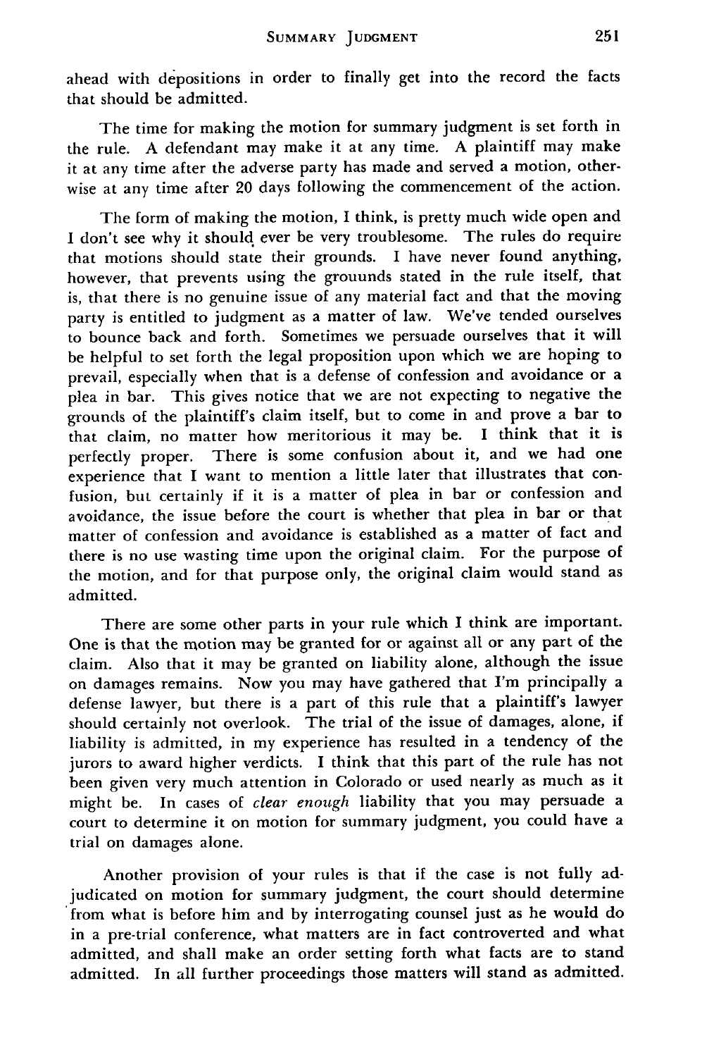ahead with depositions in order to finally get into the record the facts that should be admitted.

The time for making the motion for summary judgment is set forth in the rule. A defendant may make it at any time. A plaintiff may make it at any time after the adverse party has made and served a motion, otherwise at any time after 20 days following the commencement of the action.

The form of making the motion, I think, is pretty much wide open and I don't see why it should ever be very troublesome. The rules do require that motions should state their grounds. I have never found anything, however, that prevents using the grouunds stated in the rule itself, that is, that there is no genuine issue of any material fact and that the moving party is entitled to judgment as a matter of law. We've tended ourselves to bounce back and forth. Sometimes we persuade ourselves that it will be helpful to set forth the legal proposition upon which we are hoping to prevail, especially when that is a defense of confession and avoidance or a plea in bar. This gives notice that we are not expecting to negative the grounds of the plaintiff's claim itself, but to come in and prove a bar to that claim, no matter how meritorious it may be. I think that it is perfectly proper. There is some confusion about it, and we had one experience that I want to mention a little later that illustrates that confusion, but certainly if it is a matter of plea in bar or confession and avoidance, the issue before the court is whether that plea in bar or that matter of confession and avoidance is established as a matter of fact and there is no use wasting time upon the original claim. For the purpose of the motion, and for that purpose only, the original claim would stand as admitted.

There are some other parts in your rule which I think are important. One is that the motion may be granted for or against all or any part of the claim. Also that it may be granted on liability alone, although the issue on damages remains. Now you may have gathered that I'm principally a defense lawyer, but there is a part of this rule that a plaintiff's lawyer should certainly not overlook. The trial of the issue of damages, alone, if liability is admitted, in my experience has resulted in a tendency of the jurors to award higher verdicts. I think that this part of the rule has not been given very much attention in Colorado or used nearly as much as it might be. In cases of *clear enough* liability that you may persuade a court to determine it on motion for summary judgment, you could have a trial on damages alone.

Another provision of your rules is that if the case is not fully adjudicated on motion for summary judgment, the court should determine from what is before him and by interrogating counsel just as he would do in a pre-trial conference, what matters are in fact controverted and what admitted, and shall make an order setting forth what facts are to stand admitted. In all further proceedings those matters will stand as admitted.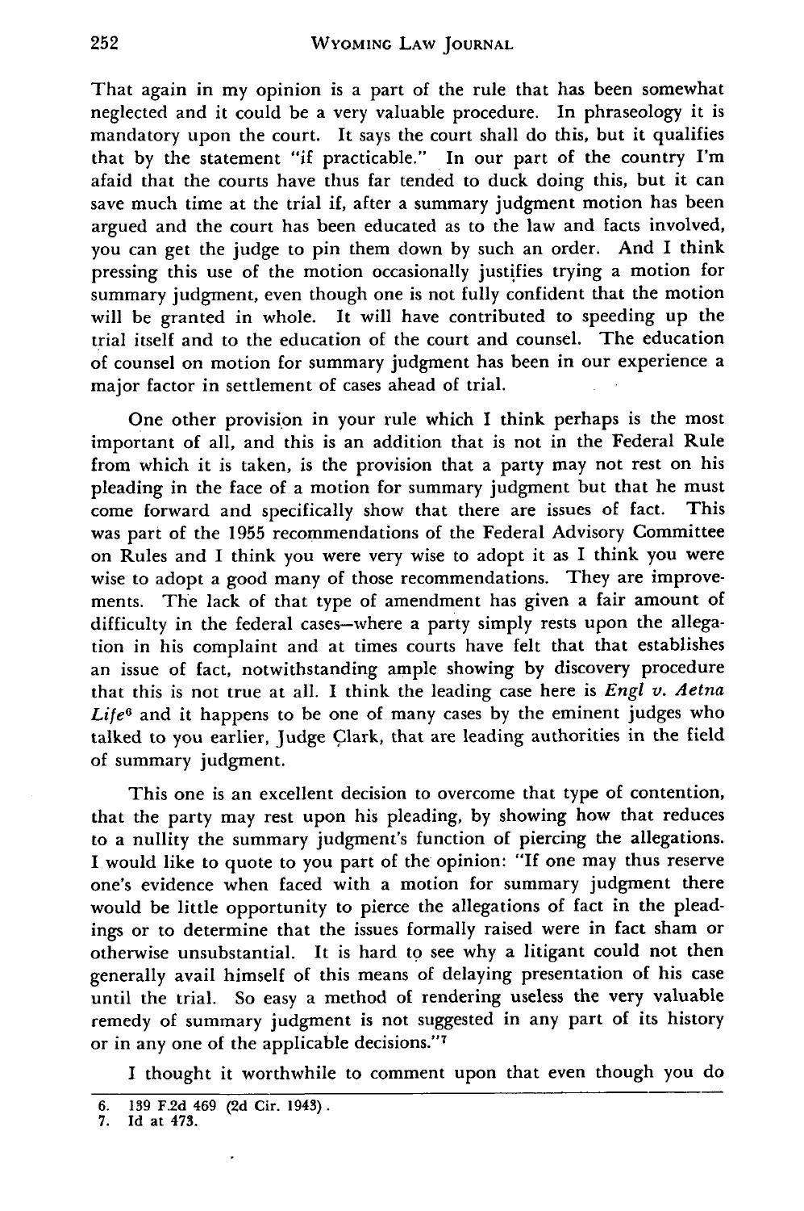That again in my opinion is a part of the rule that has been somewhat neglected and it could be a very valuable procedure. In phraseology it is mandatory upon the court. It says the court shall do this, but it qualifies that by the statement "if practicable." In our part of the country I'm afaid that the courts have thus far tended to duck doing this, but it can save much time at the trial if, after a summary judgment motion has been argued and the court has been educated as to the law and facts involved, you can get the judge to pin them down by such an order. And I think pressing this use of the motion occasionally justifies trying a motion for summary judgment, even though one is not fully confident that the motion will be granted in whole. It will have contributed to speeding up the trial itself and to the education of the court and counsel. The education of counsel on motion for summary judgment has been in our experience a major factor in settlement of cases ahead of trial.

One other provision in your rule which I think perhaps is the most important of all, and this is an addition that is not in the Federal Rule from which it is taken, is the provision that a party may not rest on his pleading in the face of a motion for summary judgment but that he must come forward and specifically show that there are issues of fact. This was part of the 1955 recommendations of the Federal Advisory Committee on Rules and I think you were very wise to adopt it as I think you were wise to adopt a good many of those recommendations. They are improvements. The lack of that type of amendment has given a fair amount of difficulty in the federal cases—where a party simply rests upon the allegation in his complaint and at times courts have felt that that establishes an issue of fact, notwithstanding ample showing by discovery procedure that this is not true at all. I think the leading case here is *Engl v. Aetna Life*[6] and it happens to be one of many cases by the eminent judges who talked to you earlier, Judge Clark, that are leading authorities in the field of summary judgment.

This one is an excellent decision to overcome that type of contention, that the party may rest upon his pleading, by showing how that reduces to a nullity the summary judgment's function of piercing the allegations. I would like to quote to you part of the opinion: "If one may thus reserve one's evidence when faced with a motion for summary judgment there would be little opportunity to pierce the allegations of fact in the pleadings or to determine that the issues formally raised were in fact sham or otherwise unsubstantial. It is hard to see why a litigant could not then generally avail himself of this means of delaying presentation of his case until the trial. So easy a method of rendering useless the very valuable remedy of summary judgment is not suggested in any part of its history or in any one of the applicable decisions."[7]

I thought it worthwhile to comment upon that even though you do

6. 139 F.2d 469 (2d Cir. 1943).
7. Id at 473.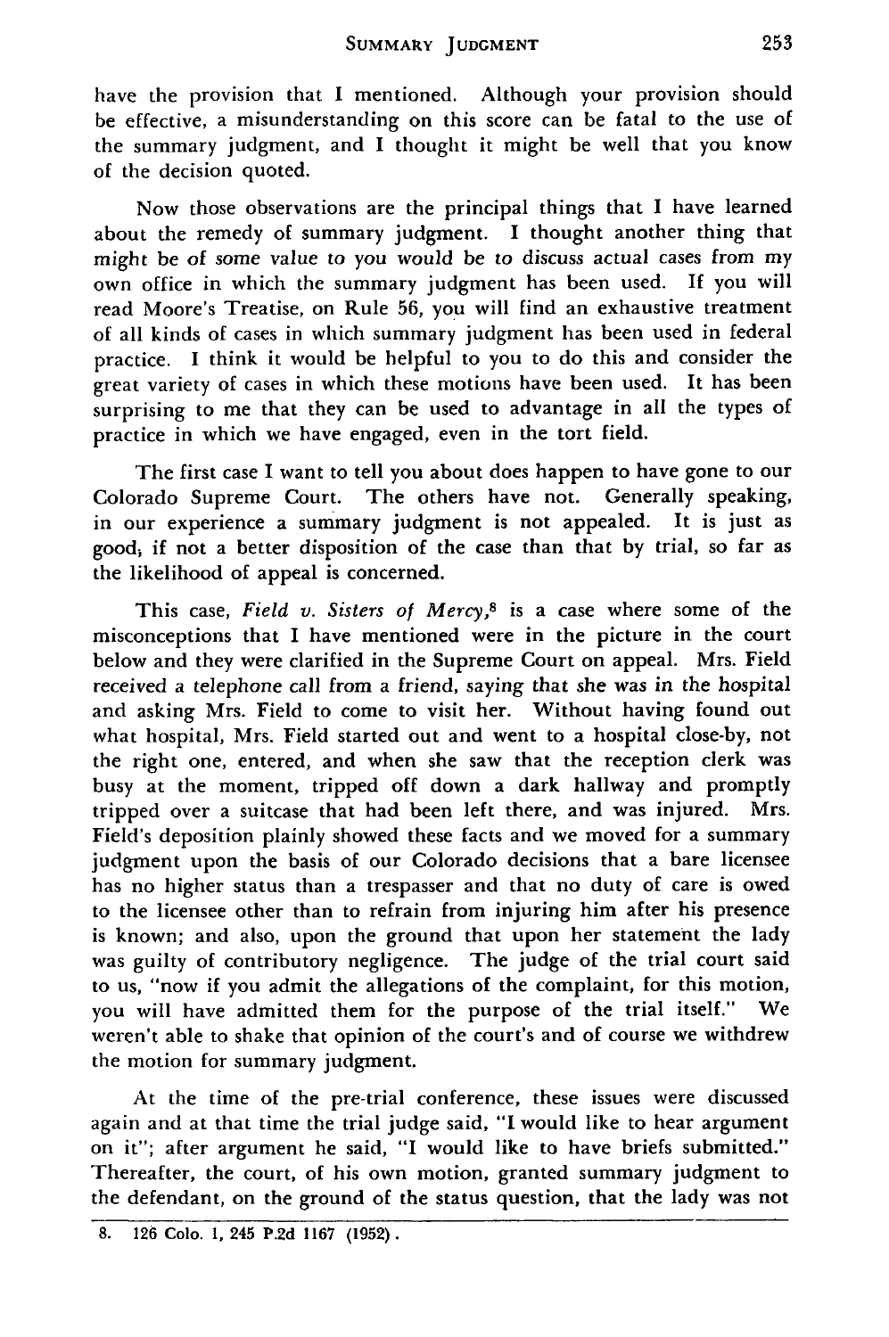have the provision that I mentioned. Although your provision should be effective, a misunderstanding on this score can be fatal to the use of the summary judgment, and I thought it might be well that you know of the decision quoted.

Now those observations are the principal things that I have learned about the remedy of summary judgment. I thought another thing that might be of some value to you would be to discuss actual cases from my own office in which the summary judgment has been used. If you will read Moore's Treatise, on Rule 56, you will find an exhaustive treatment of all kinds of cases in which summary judgment has been used in federal practice. I think it would be helpful to you to do this and consider the great variety of cases in which these motions have been used. It has been surprising to me that they can be used to advantage in all the types of practice in which we have engaged, even in the tort field.

The first case I want to tell you about does happen to have gone to our Colorado Supreme Court. The others have not. Generally speaking, in our experience a summary judgment is not appealed. It is just as good, if not a better disposition of the case than that by trial, so far as the likelihood of appeal is concerned.

This case, *Field v. Sisters of Mercy*,[8] is a case where some of the misconceptions that I have mentioned were in the picture in the court below and they were clarified in the Supreme Court on appeal. Mrs. Field received a telephone call from a friend, saying that she was in the hospital and asking Mrs. Field to come to visit her. Without having found out what hospital, Mrs. Field started out and went to a hospital close-by, not the right one, entered, and when she saw that the reception clerk was busy at the moment, tripped off down a dark hallway and promptly tripped over a suitcase that had been left there, and was injured. Mrs. Field's deposition plainly showed these facts and we moved for a summary judgment upon the basis of our Colorado decisions that a bare licensee has no higher status than a trespasser and that no duty of care is owed to the licensee other than to refrain from injuring him after his presence is known; and also, upon the ground that upon her statement the lady was guilty of contributory negligence. The judge of the trial court said to us, "now if you admit the allegations of the complaint, for this motion, you will have admitted them for the purpose of the trial itself." We weren't able to shake that opinion of the court's and of course we withdrew the motion for summary judgment.

At the time of the pre-trial conference, these issues were discussed again and at that time the trial judge said, "I would like to hear argument on it"; after argument he said, "I would like to have briefs submitted." Thereafter, the court, of his own motion, granted summary judgment to the defendant, on the ground of the status question, that the lady was not

---

8. 126 Colo. 1, 245 P.2d 1167 (1952).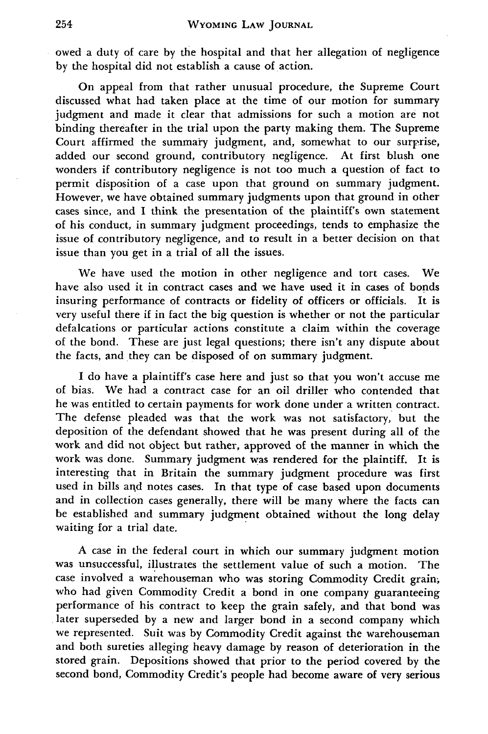owed a duty of care by the hospital and that her allegation of negligence by the hospital did not establish a cause of action.

On appeal from that rather unusual procedure, the Supreme Court discussed what had taken place at the time of our motion for summary judgment and made it clear that admissions for such a motion are not binding thereafter in the trial upon the party making them. The Supreme Court affirmed the summary judgment, and, somewhat to our surprise, added our second ground, contributory negligence. At first blush one wonders if contributory negligence is not too much a question of fact to permit disposition of a case upon that ground on summary judgment. However, we have obtained summary judgments upon that ground in other cases since, and I think the presentation of the plaintiff's own statement of his conduct, in summary judgment proceedings, tends to emphasize the issue of contributory negligence, and to result in a better decision on that issue than you get in a trial of all the issues.

We have used the motion in other negligence and tort cases. We have also used it in contract cases and we have used it in cases of bonds insuring performance of contracts or fidelity of officers or officials. It is very useful there if in fact the big question is whether or not the particular defalcations or particular actions constitute a claim within the coverage of the bond. These are just legal questions; there isn't any dispute about the facts, and they can be disposed of on summary judgment.

I do have a plaintiff's case here and just so that you won't accuse me of bias. We had a contract case for an oil driller who contended that he was entitled to certain payments for work done under a written contract. The defense pleaded was that the work was not satisfactory, but the deposition of the defendant showed that he was present during all of the work and did not object but rather, approved of the manner in which the work was done. Summary judgment was rendered for the plaintiff. It is interesting that in Britain the summary judgment procedure was first used in bills and notes cases. In that type of case based upon documents and in collection cases generally, there will be many where the facts can be established and summary judgment obtained without the long delay waiting for a trial date.

A case in the federal court in which our summary judgment motion was unsuccessful, illustrates the settlement value of such a motion. The case involved a warehouseman who was storing Commodity Credit grain, who had given Commodity Credit a bond in one company guaranteeing performance of his contract to keep the grain safely, and that bond was later superseded by a new and larger bond in a second company which we represented. Suit was by Commodity Credit against the warehouseman and both sureties alleging heavy damage by reason of deterioration in the stored grain. Depositions showed that prior to the period covered by the second bond, Commodity Credit's people had become aware of very serious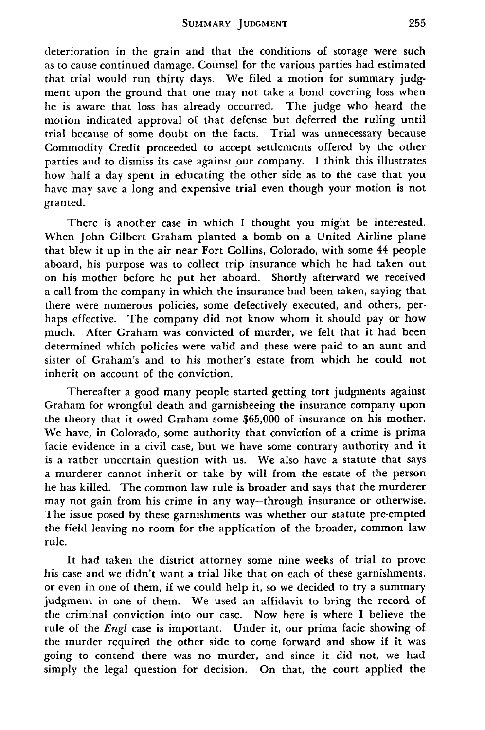deterioration in the grain and that the conditions of storage were such as to cause continued damage. Counsel for the various parties had estimated that trial would run thirty days. We filed a motion for summary judgment upon the ground that one may not take a bond covering loss when he is aware that loss has already occurred. The judge who heard the motion indicated approval of that defense but deferred the ruling until trial because of some doubt on the facts. Trial was unnecessary because Commodity Credit proceeded to accept settlements offered by the other parties and to dismiss its case against our company. I think this illustrates how half a day spent in educating the other side as to the case that you have may save a long and expensive trial even though your motion is not granted.

There is another case in which I thought you might be interested. When John Gilbert Graham planted a bomb on a United Airline plane that blew it up in the air near Fort Collins, Colorado, with some 44 people aboard, his purpose was to collect trip insurance which he had taken out on his mother before he put her aboard. Shortly afterward we received a call from the company in which the insurance had been taken, saying that there were numerous policies, some defectively executed, and others, perhaps effective. The company did not know whom it should pay or how much. After Graham was convicted of murder, we felt that it had been determined which policies were valid and these were paid to an aunt and sister of Graham's and to his mother's estate from which he could not inherit on account of the conviction.

Thereafter a good many people started getting tort judgments against Graham for wrongful death and garnisheeing the insurance company upon the theory that it owed Graham some $65,000 of insurance on his mother. We have, in Colorado, some authority that conviction of a crime is prima facie evidence in a civil case, but we have some contrary authority and it is a rather uncertain question with us. We also have a statute that says a murderer cannot inherit or take by will from the estate of the person he has killed. The common law rule is broader and says that the murderer may not gain from his crime in any way—through insurance or otherwise. The issue posed by these garnishments was whether our statute pre-empted the field leaving no room for the application of the broader, common law rule.

It had taken the district attorney some nine weeks of trial to prove his case and we didn't want a trial like that on each of these garnishments. or even in one of them, if we could help it, so we decided to try a summary judgment in one of them. We used an affidavit to bring the record of the criminal conviction into our case. Now here is where I believe the rule of the *Engl* case is important. Under it, our prima facie showing of the murder required the other side to come forward and show if it was going to contend there was no murder, and since it did not, we had simply the legal question for decision. On that, the court applied the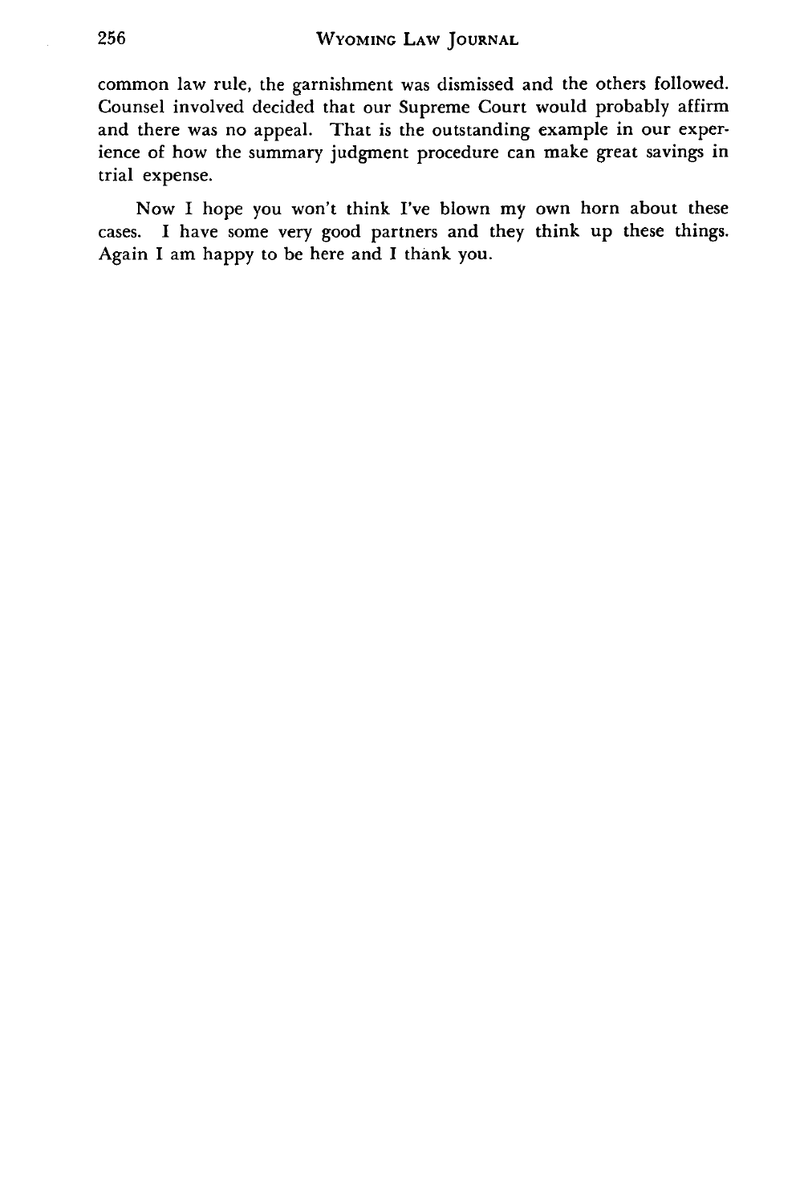common law rule, the garnishment was dismissed and the others followed. Counsel involved decided that our Supreme Court would probably affirm and there was no appeal. That is the outstanding example in our experience of how the summary judgment procedure can make great savings in trial expense.

Now I hope you won't think I've blown my own horn about these cases. I have some very good partners and they think up these things. Again I am happy to be here and I thank you.